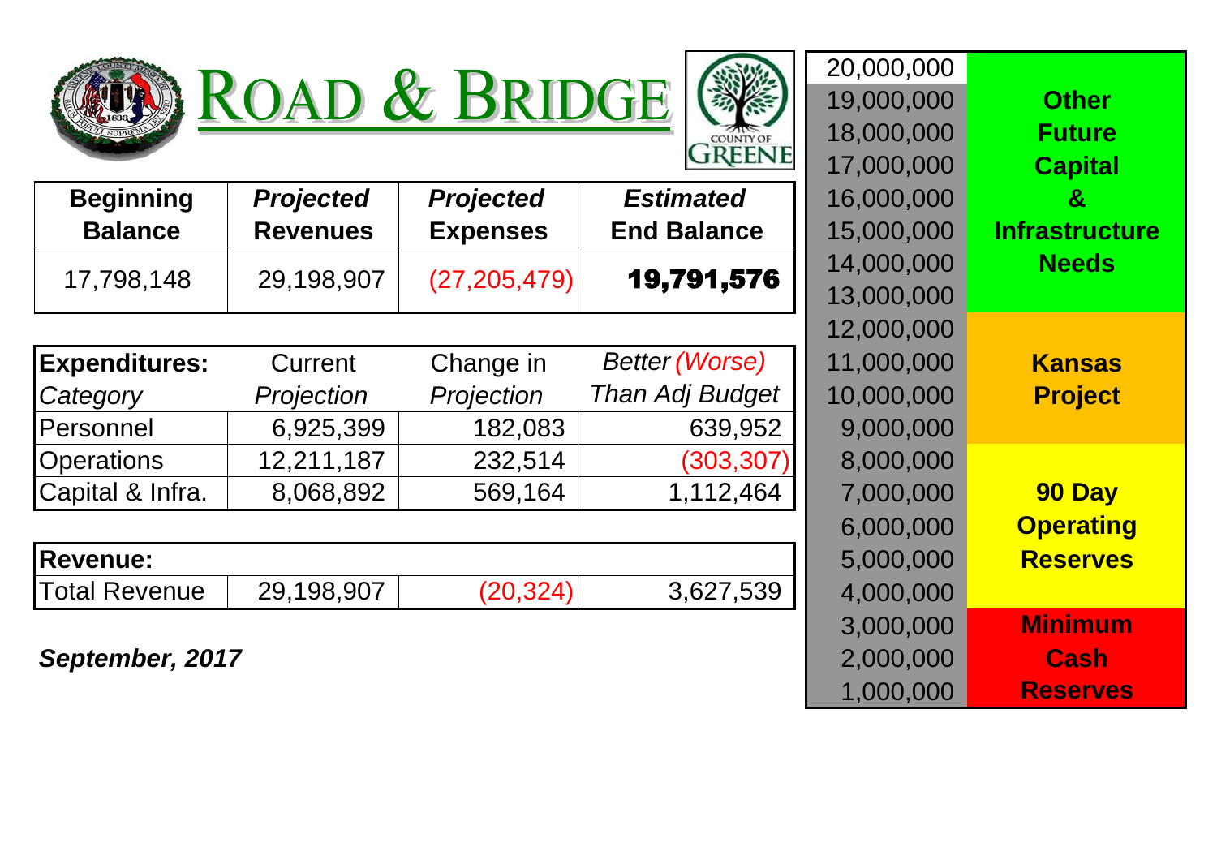# ROAD & BRIDGE

COUNTY OF GREENE

| Beginning Balance | *Projected* Revenues | *Projected* Expenses | *Estimated* End Balance |
|---|---|---|---|
| 17,798,148 | 29,198,907 | (27,205,479) | **19,791,576** |

| **Expenditures:** *Category* | Current *Projection* | Change in *Projection* | *Better (Worse) Than Adj Budget* |
|---|---|---|---|
| Personnel | 6,925,399 | 182,083 | 639,952 |
| Operations | 12,211,187 | 232,514 | (303,307) |
| Capital & Infra. | 8,068,892 | 569,164 | 1,112,464 |

| **Revenue:** | | | |
|---|---|---|---|
| Total Revenue | 29,198,907 | (20,324) | 3,627,539 |

***September, 2017***

| Amount | Category |
|---|---|
| 20,000,000 | |
| 19,000,000 | **Other Future Capital & Infrastructure Needs** |
| 18,000,000 | |
| 17,000,000 | |
| 16,000,000 | |
| 15,000,000 | |
| 14,000,000 | |
| 13,000,000 | |
| 12,000,000 | **Kansas Project** |
| 11,000,000 | |
| 10,000,000 | |
| 9,000,000 | |
| 8,000,000 | **90 Day Operating Reserves** |
| 7,000,000 | |
| 6,000,000 | |
| 5,000,000 | |
| 4,000,000 | |
| 3,000,000 | **Minimum Cash Reserves** |
| 2,000,000 | |
| 1,000,000 | |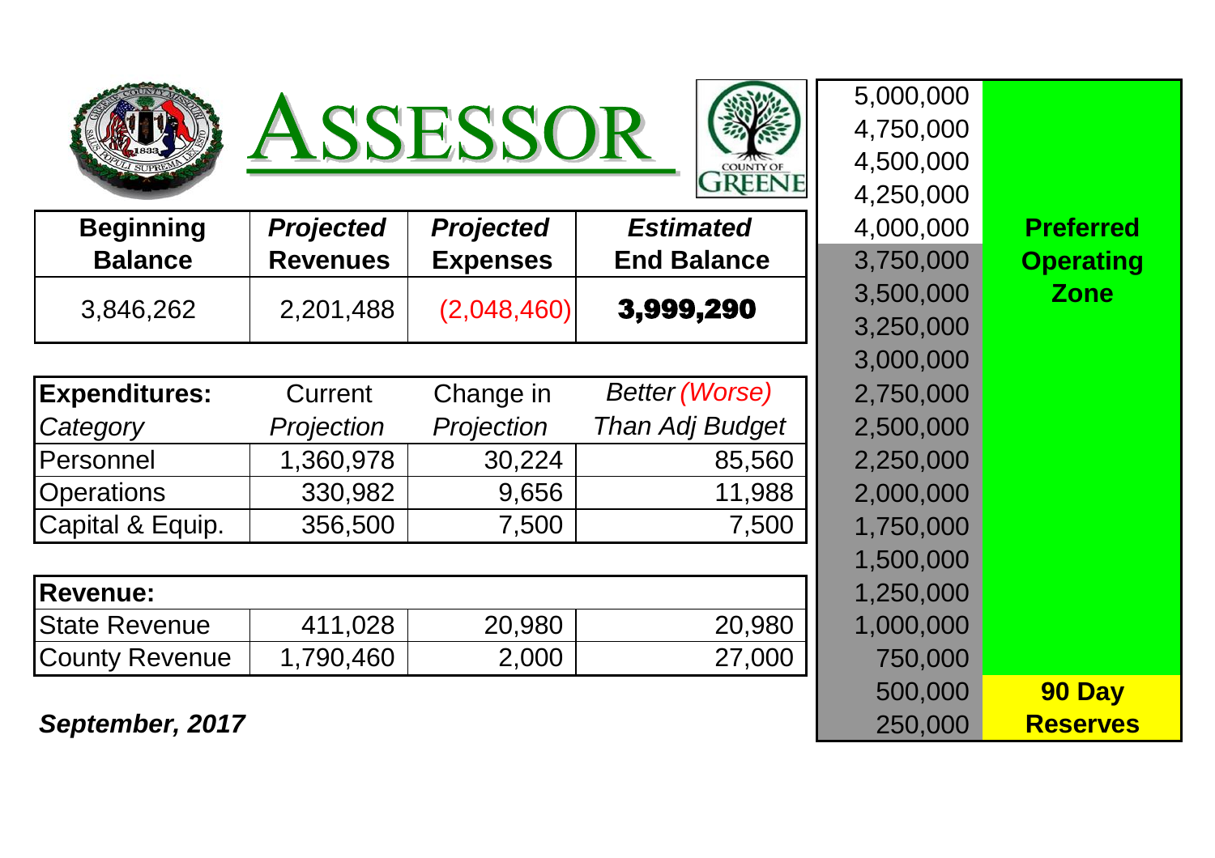# ASSESSOR

COUNTY OF GREENE

| Beginning Balance | *Projected* Revenues | *Projected* Expenses | *Estimated* End Balance |
|---|---|---|---|
| 3,846,262 | 2,201,488 | (2,048,460) | **3,999,290** |

| **Expenditures:** *Category* | Current *Projection* | Change in *Projection* | *Better (Worse) Than Adj Budget* |
|---|---|---|---|
| Personnel | 1,360,978 | 30,224 | 85,560 |
| Operations | 330,982 | 9,656 | 11,988 |
| Capital & Equip. | 356,500 | 7,500 | 7,500 |

| **Revenue:** | | | |
|---|---|---|---|
| State Revenue | 411,028 | 20,980 | 20,980 |
| County Revenue | 1,790,460 | 2,000 | 27,000 |

***September, 2017***

| | |
|---|---|
| 5,000,000 | |
| 4,750,000 | |
| 4,500,000 | |
| 4,250,000 | |
| 4,000,000 | **Preferred Operating Zone** |
| 3,750,000 | |
| 3,500,000 | |
| 3,250,000 | |
| 3,000,000 | |
| 2,750,000 | |
| 2,500,000 | |
| 2,250,000 | |
| 2,000,000 | |
| 1,750,000 | |
| 1,500,000 | |
| 1,250,000 | |
| 1,000,000 | |
| 750,000 | |
| 500,000 | **90 Day Reserves** |
| 250,000 | |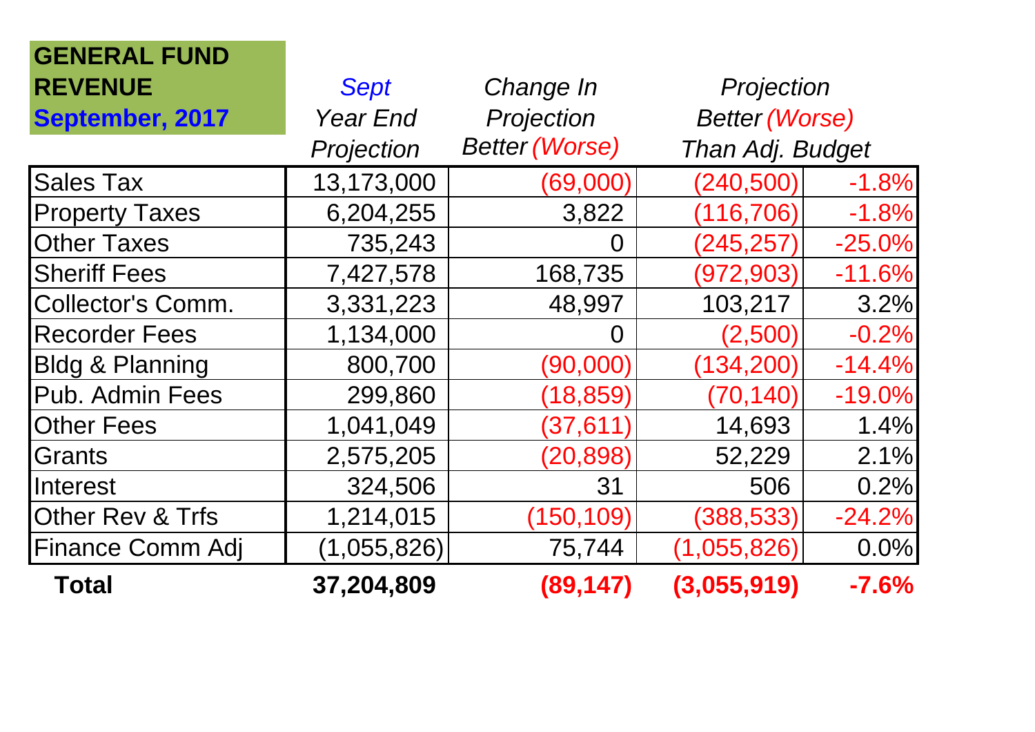| GENERAL FUND REVENUE September, 2017 | Sept Year End Projection | Change In Projection Better (Worse) | Projection Better (Worse) Than Adj. Budget | |
|---|---|---|---|---|
| Sales Tax | 13,173,000 | (69,000) | (240,500) | -1.8% |
| Property Taxes | 6,204,255 | 3,822 | (116,706) | -1.8% |
| Other Taxes | 735,243 | 0 | (245,257) | -25.0% |
| Sheriff Fees | 7,427,578 | 168,735 | (972,903) | -11.6% |
| Collector's Comm. | 3,331,223 | 48,997 | 103,217 | 3.2% |
| Recorder Fees | 1,134,000 | 0 | (2,500) | -0.2% |
| Bldg & Planning | 800,700 | (90,000) | (134,200) | -14.4% |
| Pub. Admin Fees | 299,860 | (18,859) | (70,140) | -19.0% |
| Other Fees | 1,041,049 | (37,611) | 14,693 | 1.4% |
| Grants | 2,575,205 | (20,898) | 52,229 | 2.1% |
| Interest | 324,506 | 31 | 506 | 0.2% |
| Other Rev & Trfs | 1,214,015 | (150,109) | (388,533) | -24.2% |
| Finance Comm Adj | (1,055,826) | 75,744 | (1,055,826) | 0.0% |
| **Total** | **37,204,809** | **(89,147)** | **(3,055,919)** | **-7.6%** |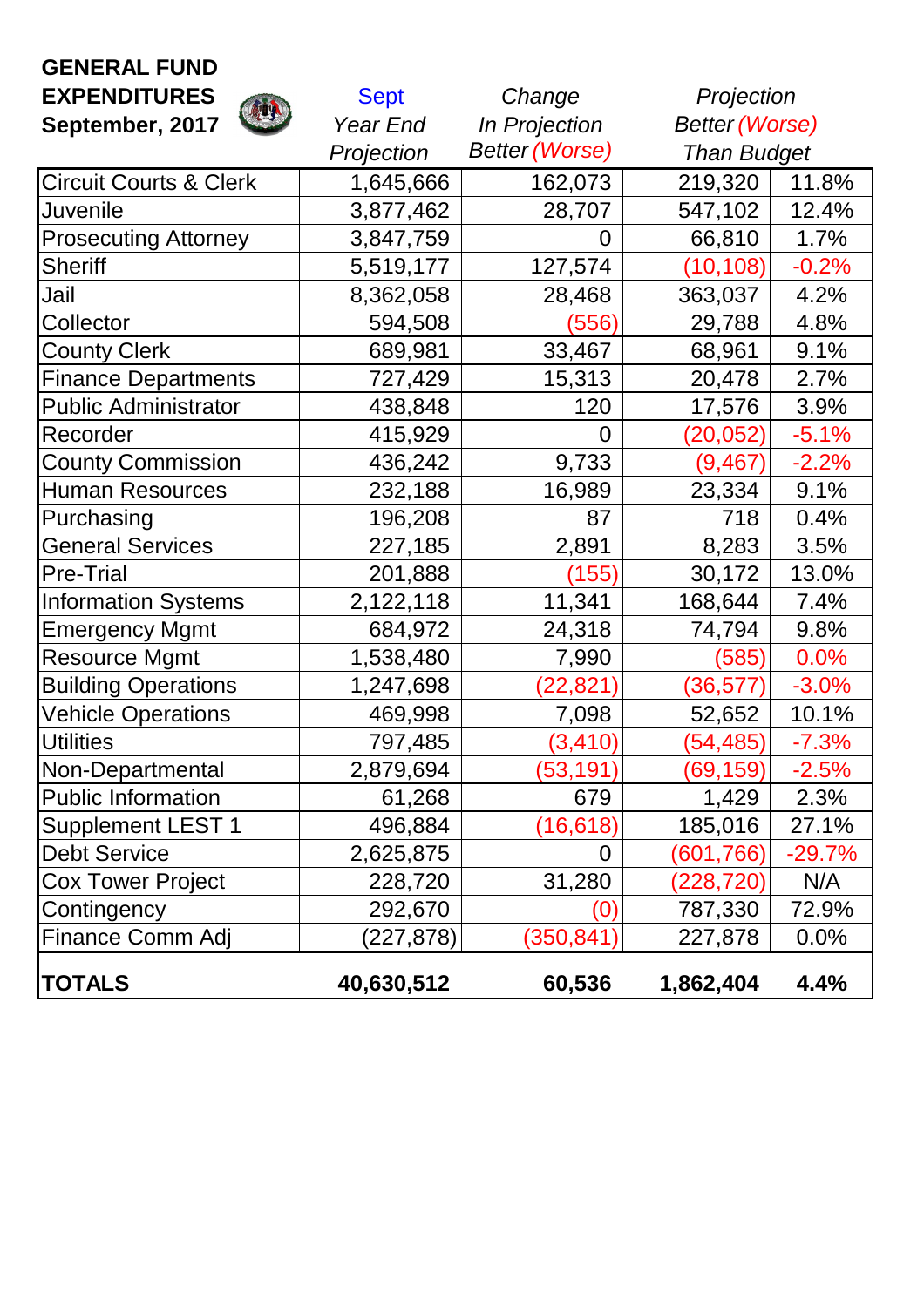**GENERAL FUND EXPENDITURES September, 2017**

| | Sept *Year End Projection* | *Change In Projection Better (Worse)* | *Projection Better (Worse) Than Budget* | |
|---|---|---|---|---|
| Circuit Courts & Clerk | 1,645,666 | 162,073 | 219,320 | 11.8% |
| Juvenile | 3,877,462 | 28,707 | 547,102 | 12.4% |
| Prosecuting Attorney | 3,847,759 | 0 | 66,810 | 1.7% |
| Sheriff | 5,519,177 | 127,574 | (10,108) | -0.2% |
| Jail | 8,362,058 | 28,468 | 363,037 | 4.2% |
| Collector | 594,508 | (556) | 29,788 | 4.8% |
| County Clerk | 689,981 | 33,467 | 68,961 | 9.1% |
| Finance Departments | 727,429 | 15,313 | 20,478 | 2.7% |
| Public Administrator | 438,848 | 120 | 17,576 | 3.9% |
| Recorder | 415,929 | 0 | (20,052) | -5.1% |
| County Commission | 436,242 | 9,733 | (9,467) | -2.2% |
| Human Resources | 232,188 | 16,989 | 23,334 | 9.1% |
| Purchasing | 196,208 | 87 | 718 | 0.4% |
| General Services | 227,185 | 2,891 | 8,283 | 3.5% |
| Pre-Trial | 201,888 | (155) | 30,172 | 13.0% |
| Information Systems | 2,122,118 | 11,341 | 168,644 | 7.4% |
| Emergency Mgmt | 684,972 | 24,318 | 74,794 | 9.8% |
| Resource Mgmt | 1,538,480 | 7,990 | (585) | 0.0% |
| Building Operations | 1,247,698 | (22,821) | (36,577) | -3.0% |
| Vehicle Operations | 469,998 | 7,098 | 52,652 | 10.1% |
| Utilities | 797,485 | (3,410) | (54,485) | -7.3% |
| Non-Departmental | 2,879,694 | (53,191) | (69,159) | -2.5% |
| Public Information | 61,268 | 679 | 1,429 | 2.3% |
| Supplement LEST 1 | 496,884 | (16,618) | 185,016 | 27.1% |
| Debt Service | 2,625,875 | 0 | (601,766) | -29.7% |
| Cox Tower Project | 228,720 | 31,280 | (228,720) | N/A |
| Contingency | 292,670 | (0) | 787,330 | 72.9% |
| Finance Comm Adj | (227,878) | (350,841) | 227,878 | 0.0% |
| **TOTALS** | **40,630,512** | **60,536** | **1,862,404** | **4.4%** |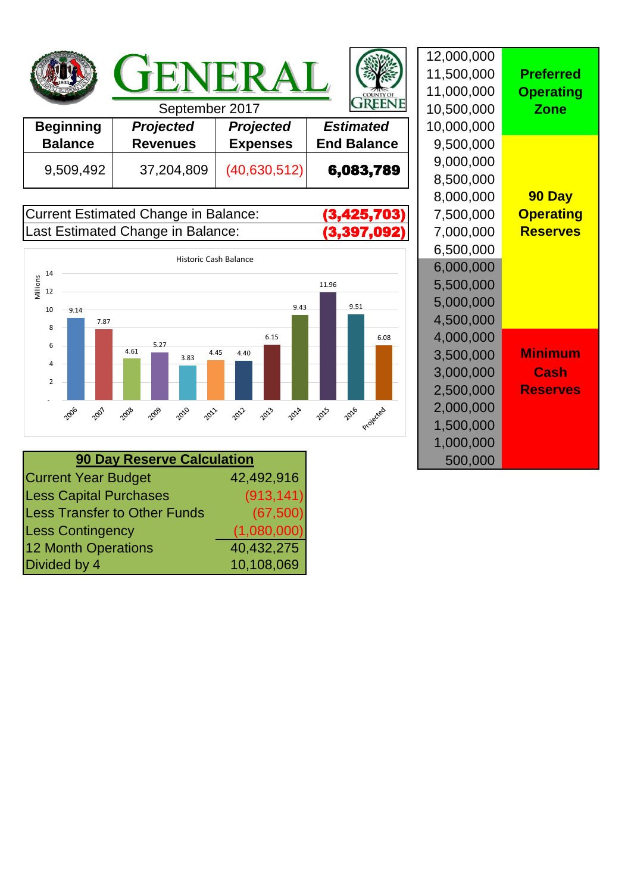# GENERAL

September 2017

| Beginning Balance | *Projected* Revenues | *Projected* Expenses | *Estimated* End Balance |
|---|---|---|---|
| 9,509,492 | 37,204,809 | (40,630,512) | **6,083,789** |

| | |
|---|---|
| Current Estimated Change in Balance: | **(3,425,703)** |
| Last Estimated Change in Balance: | **(3,397,092)** |

Historic Cash Balance

Millions

14
12
10
8
6
4
2
-

9.14 7.87 4.61 5.27 3.83 4.45 4.40 6.15 9.43 11.96 9.51 6.08

2006 2007 2008 2009 2010 2011 2012 2013 2014 2015 2016 Projected

| **90 Day Reserve Calculation** | |
|---|---|
| Current Year Budget | 42,492,916 |
| Less Capital Purchases | (913,141) |
| Less Transfer to Other Funds | (67,500) |
| Less Contingency | (1,080,000) |
| 12 Month Operations | 40,432,275 |
| Divided by 4 | 10,108,069 |

12,000,000
11,500,000
11,000,000
10,500,000
10,000,000
9,500,000
9,000,000
8,500,000
8,000,000
7,500,000
7,000,000
6,500,000
6,000,000
5,500,000
5,000,000
4,500,000
4,000,000
3,500,000
3,000,000
2,500,000
2,000,000
1,500,000
1,000,000
500,000

**Preferred Operating Zone**

**90 Day Operating Reserves**

**Minimum Cash Reserves**